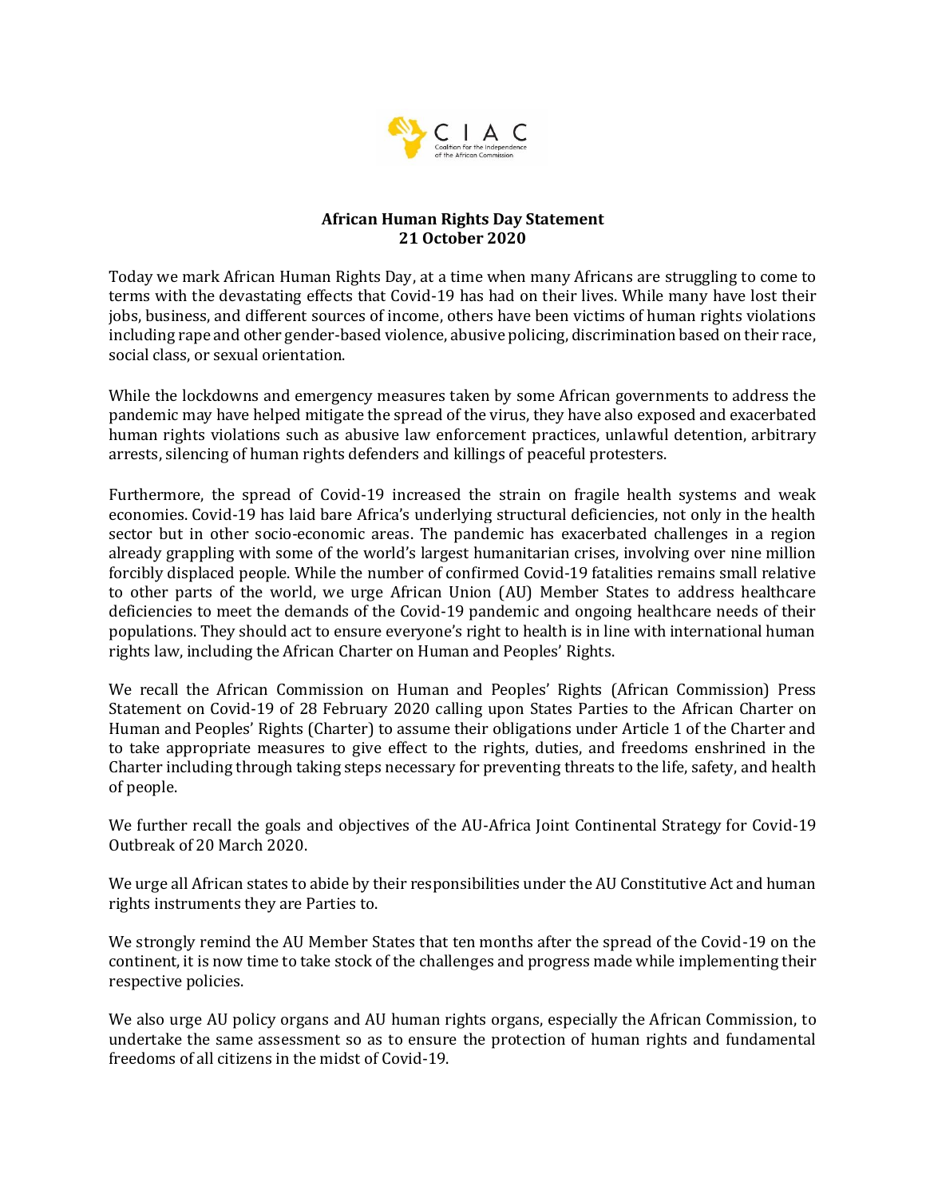CIAC

Coalition for the Independence of the African Commission

**African Human Rights Day Statement**
**21 October 2020**

Today we mark African Human Rights Day, at a time when many Africans are struggling to come to terms with the devastating effects that Covid-19 has had on their lives. While many have lost their jobs, business, and different sources of income, others have been victims of human rights violations including rape and other gender-based violence, abusive policing, discrimination based on their race, social class, or sexual orientation.

While the lockdowns and emergency measures taken by some African governments to address the pandemic may have helped mitigate the spread of the virus, they have also exposed and exacerbated human rights violations such as abusive law enforcement practices, unlawful detention, arbitrary arrests, silencing of human rights defenders and killings of peaceful protesters.

Furthermore, the spread of Covid-19 increased the strain on fragile health systems and weak economies. Covid-19 has laid bare Africa's underlying structural deficiencies, not only in the health sector but in other socio-economic areas. The pandemic has exacerbated challenges in a region already grappling with some of the world's largest humanitarian crises, involving over nine million forcibly displaced people. While the number of confirmed Covid-19 fatalities remains small relative to other parts of the world, we urge African Union (AU) Member States to address healthcare deficiencies to meet the demands of the Covid-19 pandemic and ongoing healthcare needs of their populations. They should act to ensure everyone's right to health is in line with international human rights law, including the African Charter on Human and Peoples' Rights.

We recall the African Commission on Human and Peoples' Rights (African Commission) Press Statement on Covid-19 of 28 February 2020 calling upon States Parties to the African Charter on Human and Peoples' Rights (Charter) to assume their obligations under Article 1 of the Charter and to take appropriate measures to give effect to the rights, duties, and freedoms enshrined in the Charter including through taking steps necessary for preventing threats to the life, safety, and health of people.

We further recall the goals and objectives of the AU-Africa Joint Continental Strategy for Covid-19 Outbreak of 20 March 2020.

We urge all African states to abide by their responsibilities under the AU Constitutive Act and human rights instruments they are Parties to.

We strongly remind the AU Member States that ten months after the spread of the Covid-19 on the continent, it is now time to take stock of the challenges and progress made while implementing their respective policies.

We also urge AU policy organs and AU human rights organs, especially the African Commission, to undertake the same assessment so as to ensure the protection of human rights and fundamental freedoms of all citizens in the midst of Covid-19.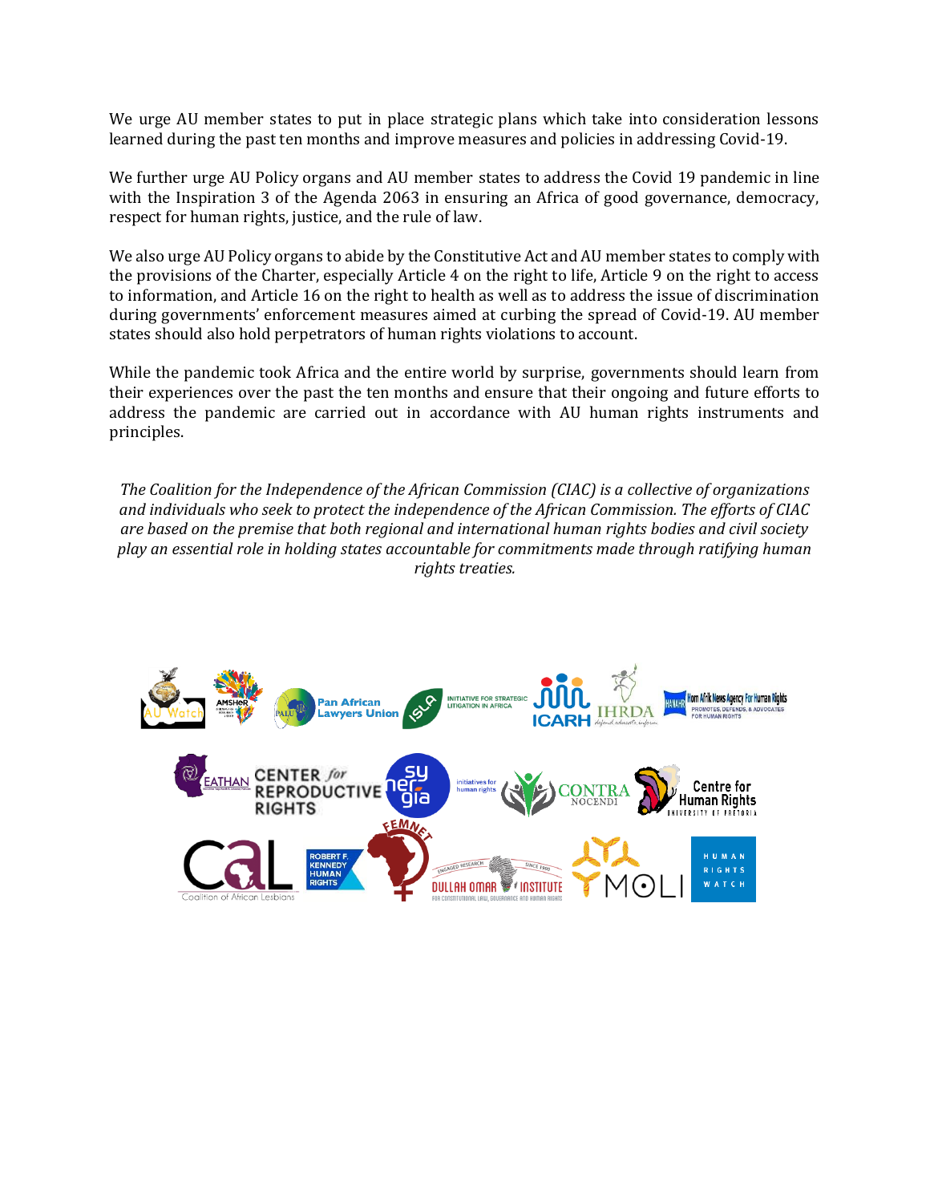We urge AU member states to put in place strategic plans which take into consideration lessons learned during the past ten months and improve measures and policies in addressing Covid-19.

We further urge AU Policy organs and AU member states to address the Covid 19 pandemic in line with the Inspiration 3 of the Agenda 2063 in ensuring an Africa of good governance, democracy, respect for human rights, justice, and the rule of law.

We also urge AU Policy organs to abide by the Constitutive Act and AU member states to comply with the provisions of the Charter, especially Article 4 on the right to life, Article 9 on the right to access to information, and Article 16 on the right to health as well as to address the issue of discrimination during governments' enforcement measures aimed at curbing the spread of Covid-19. AU member states should also hold perpetrators of human rights violations to account.

While the pandemic took Africa and the entire world by surprise, governments should learn from their experiences over the past the ten months and ensure that their ongoing and future efforts to address the pandemic are carried out in accordance with AU human rights instruments and principles.

*The Coalition for the Independence of the African Commission (CIAC) is a collective of organizations and individuals who seek to protect the independence of the African Commission. The efforts of CIAC are based on the premise that both regional and international human rights bodies and civil society play an essential role in holding states accountable for commitments made through ratifying human rights treaties.*

AU Watch · AMSHeR · PALU Pan African Lawyers Union · ISLA Initiative for Strategic Litigation in Africa · ICARH · IHRDA · HANAHR Horn Afrik News Agency For Human Rights

EATHAN · Center for Reproductive Rights · Synergía initiatives for human rights · Contra Nocendi · Centre for Human Rights University of Pretoria

CAL Coalition of African Lesbians · Robert F. Kennedy Human Rights · FEMNET · Dullah Omar Institute · MOLI · Human Rights Watch